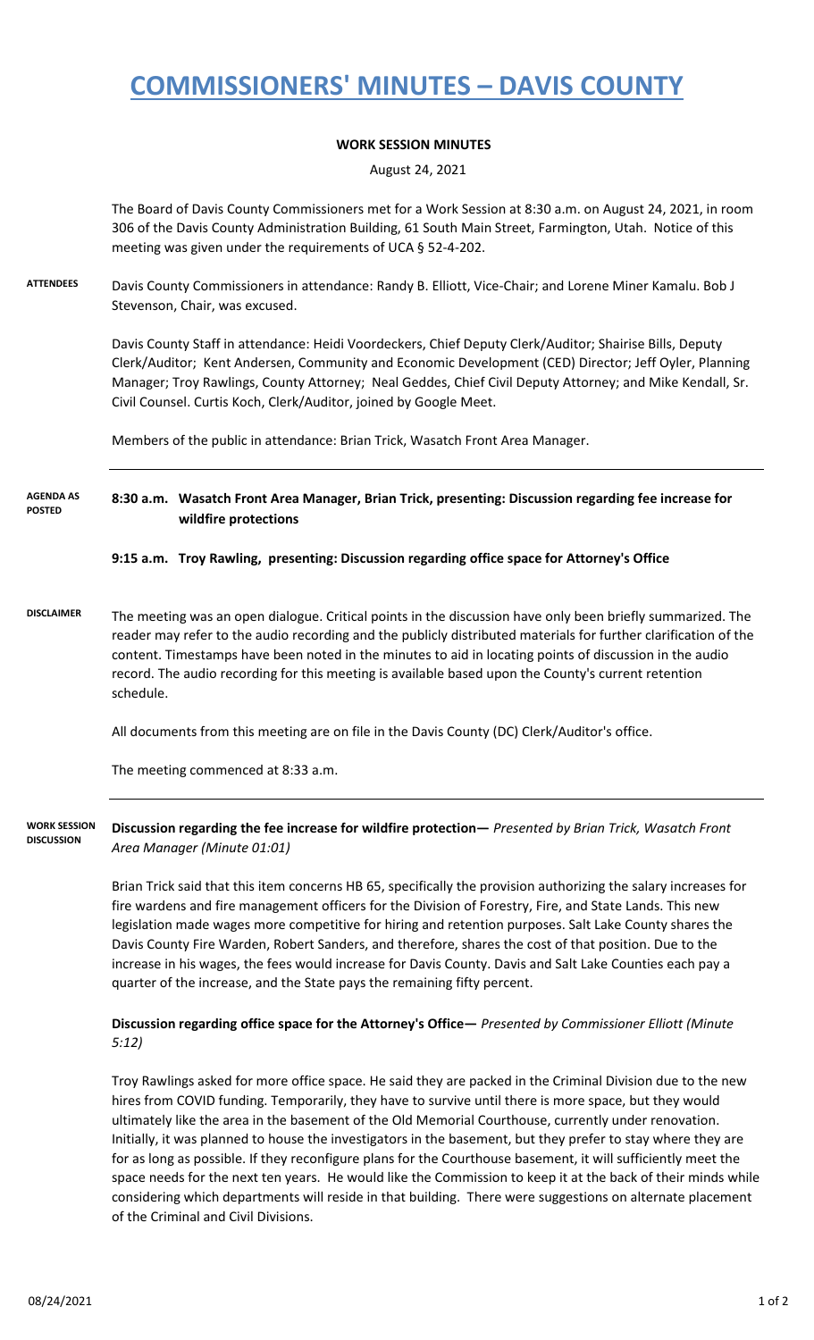# COMMISSIONERS' MINUTES – DAVIS COUNTY

**WORK SESSION MINUTES**

August 24, 2021

The Board of Davis County Commissioners met for a Work Session at 8:30 a.m. on August 24, 2021, in room 306 of the Davis County Administration Building, 61 South Main Street, Farmington, Utah. Notice of this meeting was given under the requirements of UCA § 52-4-202.

**ATTENDEES**

Davis County Commissioners in attendance: Randy B. Elliott, Vice-Chair; and Lorene Miner Kamalu. Bob J Stevenson, Chair, was excused.

Davis County Staff in attendance: Heidi Voordeckers, Chief Deputy Clerk/Auditor; Shairise Bills, Deputy Clerk/Auditor; Kent Andersen, Community and Economic Development (CED) Director; Jeff Oyler, Planning Manager; Troy Rawlings, County Attorney; Neal Geddes, Chief Civil Deputy Attorney; and Mike Kendall, Sr. Civil Counsel. Curtis Koch, Clerk/Auditor, joined by Google Meet.

Members of the public in attendance: Brian Trick, Wasatch Front Area Manager.

**AGENDA AS POSTED**

**8:30 a.m. Wasatch Front Area Manager, Brian Trick, presenting: Discussion regarding fee increase for wildfire protections**

**9:15 a.m. Troy Rawling, presenting: Discussion regarding office space for Attorney's Office**

**DISCLAIMER**

The meeting was an open dialogue. Critical points in the discussion have only been briefly summarized. The reader may refer to the audio recording and the publicly distributed materials for further clarification of the content. Timestamps have been noted in the minutes to aid in locating points of discussion in the audio record. The audio recording for this meeting is available based upon the County's current retention schedule.

All documents from this meeting are on file in the Davis County (DC) Clerk/Auditor's office.

The meeting commenced at 8:33 a.m.

**WORK SESSION DISCUSSION**

**Discussion regarding the fee increase for wildfire protection—** *Presented by Brian Trick, Wasatch Front Area Manager (Minute 01:01)*

Brian Trick said that this item concerns HB 65, specifically the provision authorizing the salary increases for fire wardens and fire management officers for the Division of Forestry, Fire, and State Lands. This new legislation made wages more competitive for hiring and retention purposes. Salt Lake County shares the Davis County Fire Warden, Robert Sanders, and therefore, shares the cost of that position. Due to the increase in his wages, the fees would increase for Davis County. Davis and Salt Lake Counties each pay a quarter of the increase, and the State pays the remaining fifty percent.

**Discussion regarding office space for the Attorney's Office—** *Presented by Commissioner Elliott (Minute 5:12)*

Troy Rawlings asked for more office space. He said they are packed in the Criminal Division due to the new hires from COVID funding. Temporarily, they have to survive until there is more space, but they would ultimately like the area in the basement of the Old Memorial Courthouse, currently under renovation. Initially, it was planned to house the investigators in the basement, but they prefer to stay where they are for as long as possible. If they reconfigure plans for the Courthouse basement, it will sufficiently meet the space needs for the next ten years. He would like the Commission to keep it at the back of their minds while considering which departments will reside in that building. There were suggestions on alternate placement of the Criminal and Civil Divisions.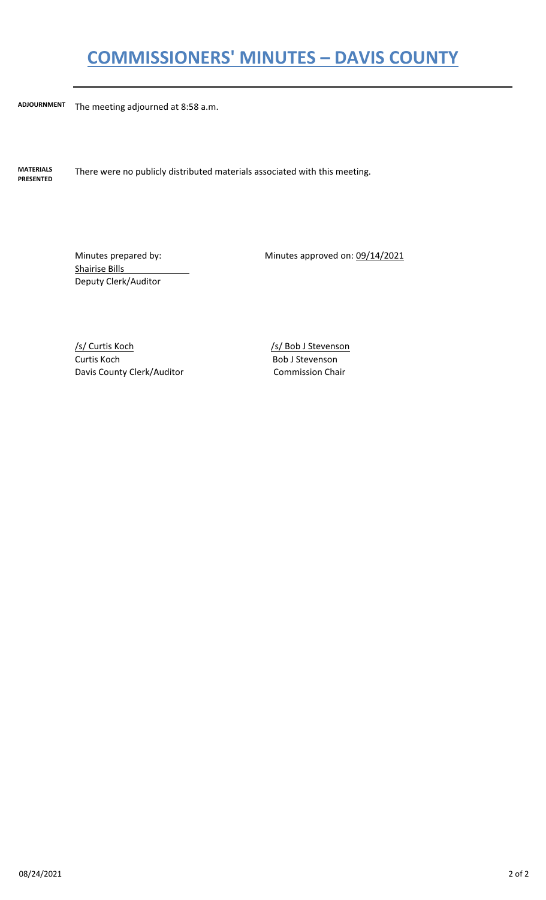# COMMISSIONERS' MINUTES – DAVIS COUNTY

**ADJOURNMENT** The meeting adjourned at 8:58 a.m.

**MATERIALS PRESENTED** There were no publicly distributed materials associated with this meeting.

Minutes prepared by:
Shairise Bills
Deputy Clerk/Auditor

Minutes approved on: 09/14/2021

/s/ Curtis Koch
Curtis Koch
Davis County Clerk/Auditor

/s/ Bob J Stevenson
Bob J Stevenson
Commission Chair

08/24/2021